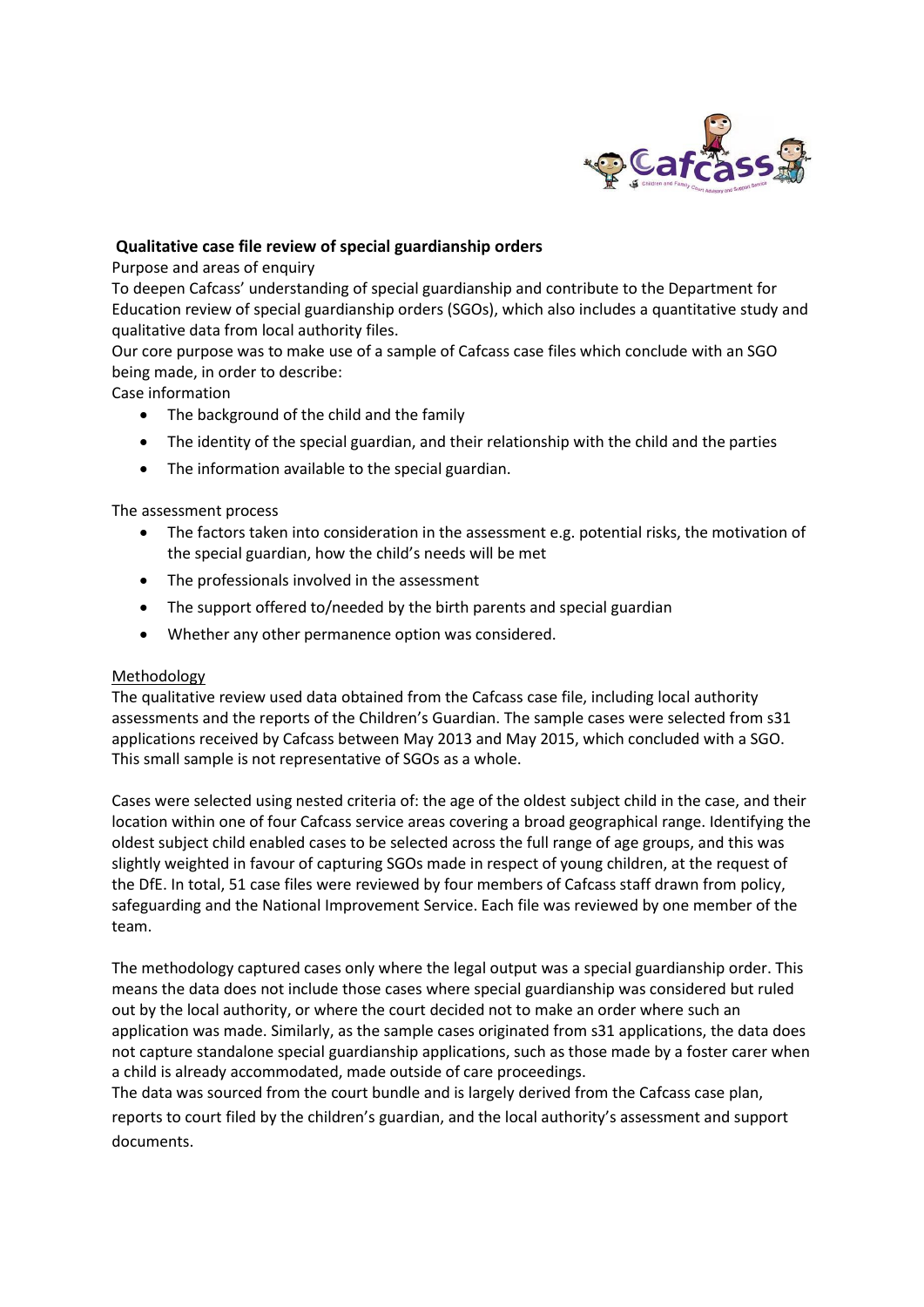## Qualitative case file review of special guardianship orders

Purpose and areas of enquiry

To deepen Cafcass' understanding of special guardianship and contribute to the Department for Education review of special guardianship orders (SGOs), which also includes a quantitative study and qualitative data from local authority files.

Our core purpose was to make use of a sample of Cafcass case files which conclude with an SGO being made, in order to describe:

Case information

- The background of the child and the family
- The identity of the special guardian, and their relationship with the child and the parties
- The information available to the special guardian.

The assessment process

- The factors taken into consideration in the assessment e.g. potential risks, the motivation of the special guardian, how the child's needs will be met
- The professionals involved in the assessment
- The support offered to/needed by the birth parents and special guardian
- Whether any other permanence option was considered.

<u>Methodology</u>

The qualitative review used data obtained from the Cafcass case file, including local authority assessments and the reports of the Children's Guardian. The sample cases were selected from s31 applications received by Cafcass between May 2013 and May 2015, which concluded with a SGO. This small sample is not representative of SGOs as a whole.

Cases were selected using nested criteria of: the age of the oldest subject child in the case, and their location within one of four Cafcass service areas covering a broad geographical range. Identifying the oldest subject child enabled cases to be selected across the full range of age groups, and this was slightly weighted in favour of capturing SGOs made in respect of young children, at the request of the DfE. In total, 51 case files were reviewed by four members of Cafcass staff drawn from policy, safeguarding and the National Improvement Service. Each file was reviewed by one member of the team.

The methodology captured cases only where the legal output was a special guardianship order. This means the data does not include those cases where special guardianship was considered but ruled out by the local authority, or where the court decided not to make an order where such an application was made. Similarly, as the sample cases originated from s31 applications, the data does not capture standalone special guardianship applications, such as those made by a foster carer when a child is already accommodated, made outside of care proceedings.

The data was sourced from the court bundle and is largely derived from the Cafcass case plan, reports to court filed by the children's guardian, and the local authority's assessment and support documents.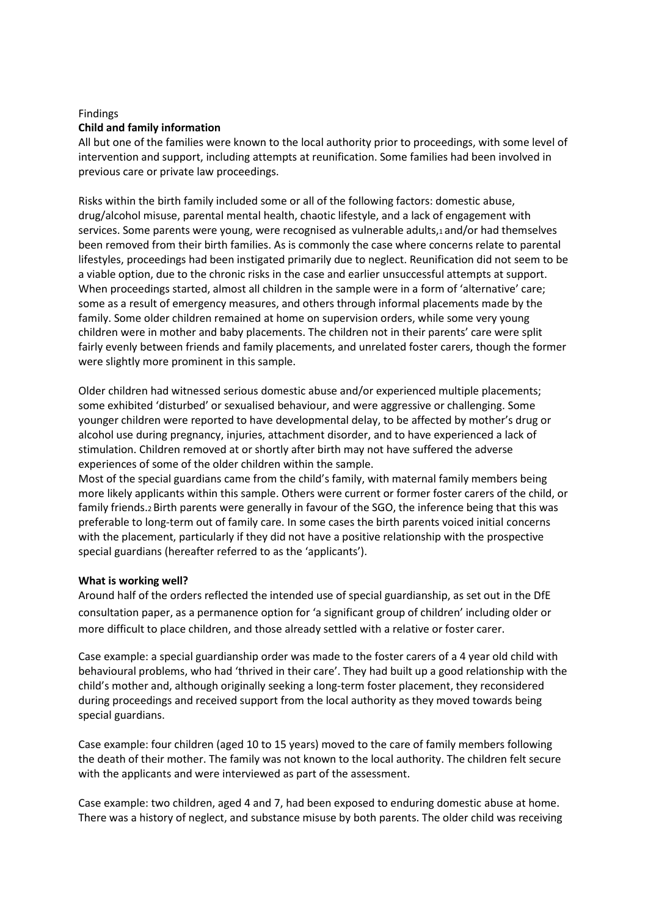Findings

**Child and family information**

All but one of the families were known to the local authority prior to proceedings, with some level of intervention and support, including attempts at reunification. Some families had been involved in previous care or private law proceedings.

Risks within the birth family included some or all of the following factors: domestic abuse, drug/alcohol misuse, parental mental health, chaotic lifestyle, and a lack of engagement with services. Some parents were young, were recognised as vulnerable adults,[1] and/or had themselves been removed from their birth families. As is commonly the case where concerns relate to parental lifestyles, proceedings had been instigated primarily due to neglect. Reunification did not seem to be a viable option, due to the chronic risks in the case and earlier unsuccessful attempts at support. When proceedings started, almost all children in the sample were in a form of 'alternative' care; some as a result of emergency measures, and others through informal placements made by the family. Some older children remained at home on supervision orders, while some very young children were in mother and baby placements. The children not in their parents' care were split fairly evenly between friends and family placements, and unrelated foster carers, though the former were slightly more prominent in this sample.

Older children had witnessed serious domestic abuse and/or experienced multiple placements; some exhibited 'disturbed' or sexualised behaviour, and were aggressive or challenging. Some younger children were reported to have developmental delay, to be affected by mother's drug or alcohol use during pregnancy, injuries, attachment disorder, and to have experienced a lack of stimulation. Children removed at or shortly after birth may not have suffered the adverse experiences of some of the older children within the sample.

Most of the special guardians came from the child's family, with maternal family members being more likely applicants within this sample. Others were current or former foster carers of the child, or family friends.[2] Birth parents were generally in favour of the SGO, the inference being that this was preferable to long-term out of family care. In some cases the birth parents voiced initial concerns with the placement, particularly if they did not have a positive relationship with the prospective special guardians (hereafter referred to as the 'applicants').

**What is working well?**

Around half of the orders reflected the intended use of special guardianship, as set out in the DfE consultation paper, as a permanence option for 'a significant group of children' including older or more difficult to place children, and those already settled with a relative or foster carer.

Case example: a special guardianship order was made to the foster carers of a 4 year old child with behavioural problems, who had 'thrived in their care'. They had built up a good relationship with the child's mother and, although originally seeking a long-term foster placement, they reconsidered during proceedings and received support from the local authority as they moved towards being special guardians.

Case example: four children (aged 10 to 15 years) moved to the care of family members following the death of their mother. The family was not known to the local authority. The children felt secure with the applicants and were interviewed as part of the assessment.

Case example: two children, aged 4 and 7, had been exposed to enduring domestic abuse at home. There was a history of neglect, and substance misuse by both parents. The older child was receiving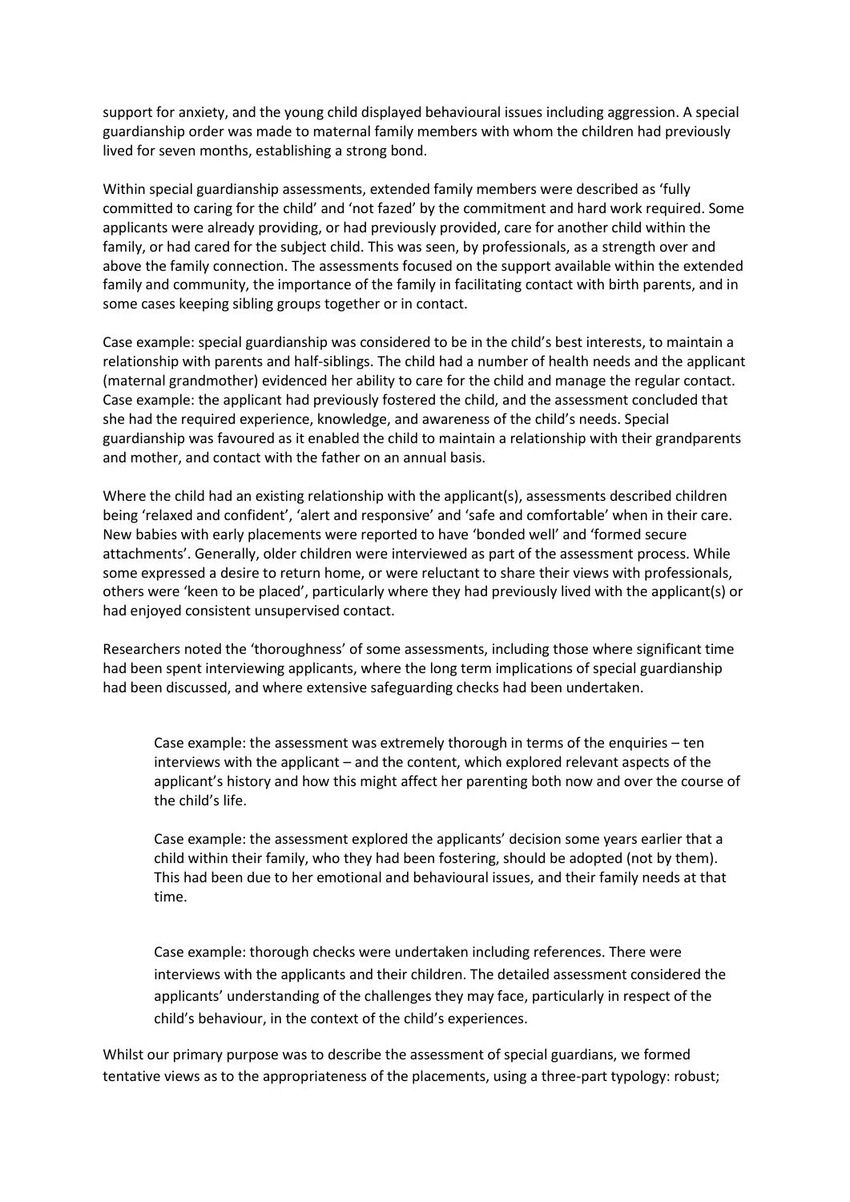support for anxiety, and the young child displayed behavioural issues including aggression. A special guardianship order was made to maternal family members with whom the children had previously lived for seven months, establishing a strong bond.

Within special guardianship assessments, extended family members were described as 'fully committed to caring for the child' and 'not fazed' by the commitment and hard work required. Some applicants were already providing, or had previously provided, care for another child within the family, or had cared for the subject child. This was seen, by professionals, as a strength over and above the family connection. The assessments focused on the support available within the extended family and community, the importance of the family in facilitating contact with birth parents, and in some cases keeping sibling groups together or in contact.

Case example: special guardianship was considered to be in the child's best interests, to maintain a relationship with parents and half-siblings. The child had a number of health needs and the applicant (maternal grandmother) evidenced her ability to care for the child and manage the regular contact. Case example: the applicant had previously fostered the child, and the assessment concluded that she had the required experience, knowledge, and awareness of the child's needs. Special guardianship was favoured as it enabled the child to maintain a relationship with their grandparents and mother, and contact with the father on an annual basis.

Where the child had an existing relationship with the applicant(s), assessments described children being 'relaxed and confident', 'alert and responsive' and 'safe and comfortable' when in their care. New babies with early placements were reported to have 'bonded well' and 'formed secure attachments'. Generally, older children were interviewed as part of the assessment process. While some expressed a desire to return home, or were reluctant to share their views with professionals, others were 'keen to be placed', particularly where they had previously lived with the applicant(s) or had enjoyed consistent unsupervised contact.

Researchers noted the 'thoroughness' of some assessments, including those where significant time had been spent interviewing applicants, where the long term implications of special guardianship had been discussed, and where extensive safeguarding checks had been undertaken.

> Case example: the assessment was extremely thorough in terms of the enquiries – ten interviews with the applicant – and the content, which explored relevant aspects of the applicant's history and how this might affect her parenting both now and over the course of the child's life.
>
> Case example: the assessment explored the applicants' decision some years earlier that a child within their family, who they had been fostering, should be adopted (not by them). This had been due to her emotional and behavioural issues, and their family needs at that time.
>
> Case example: thorough checks were undertaken including references. There were interviews with the applicants and their children. The detailed assessment considered the applicants' understanding of the challenges they may face, particularly in respect of the child's behaviour, in the context of the child's experiences.

Whilst our primary purpose was to describe the assessment of special guardians, we formed tentative views as to the appropriateness of the placements, using a three-part typology: robust;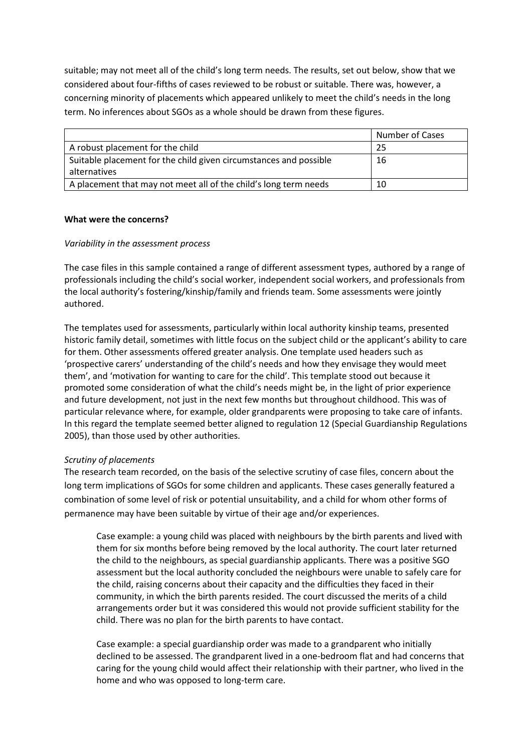suitable; may not meet all of the child's long term needs. The results, set out below, show that we considered about four-fifths of cases reviewed to be robust or suitable. There was, however, a concerning minority of placements which appeared unlikely to meet the child's needs in the long term. No inferences about SGOs as a whole should be drawn from these figures.

| | Number of Cases |
|---|---|
| A robust placement for the child | 25 |
| Suitable placement for the child given circumstances and possible alternatives | 16 |
| A placement that may not meet all of the child's long term needs | 10 |

**What were the concerns?**

*Variability in the assessment process*

The case files in this sample contained a range of different assessment types, authored by a range of professionals including the child's social worker, independent social workers, and professionals from the local authority's fostering/kinship/family and friends team. Some assessments were jointly authored.

The templates used for assessments, particularly within local authority kinship teams, presented historic family detail, sometimes with little focus on the subject child or the applicant's ability to care for them. Other assessments offered greater analysis. One template used headers such as 'prospective carers' understanding of the child's needs and how they envisage they would meet them', and 'motivation for wanting to care for the child'. This template stood out because it promoted some consideration of what the child's needs might be, in the light of prior experience and future development, not just in the next few months but throughout childhood. This was of particular relevance where, for example, older grandparents were proposing to take care of infants. In this regard the template seemed better aligned to regulation 12 (Special Guardianship Regulations 2005), than those used by other authorities.

*Scrutiny of placements*

The research team recorded, on the basis of the selective scrutiny of case files, concern about the long term implications of SGOs for some children and applicants. These cases generally featured a combination of some level of risk or potential unsuitability, and a child for whom other forms of permanence may have been suitable by virtue of their age and/or experiences.

> Case example: a young child was placed with neighbours by the birth parents and lived with them for six months before being removed by the local authority. The court later returned the child to the neighbours, as special guardianship applicants. There was a positive SGO assessment but the local authority concluded the neighbours were unable to safely care for the child, raising concerns about their capacity and the difficulties they faced in their community, in which the birth parents resided. The court discussed the merits of a child arrangements order but it was considered this would not provide sufficient stability for the child. There was no plan for the birth parents to have contact.

> Case example: a special guardianship order was made to a grandparent who initially declined to be assessed. The grandparent lived in a one-bedroom flat and had concerns that caring for the young child would affect their relationship with their partner, who lived in the home and who was opposed to long-term care.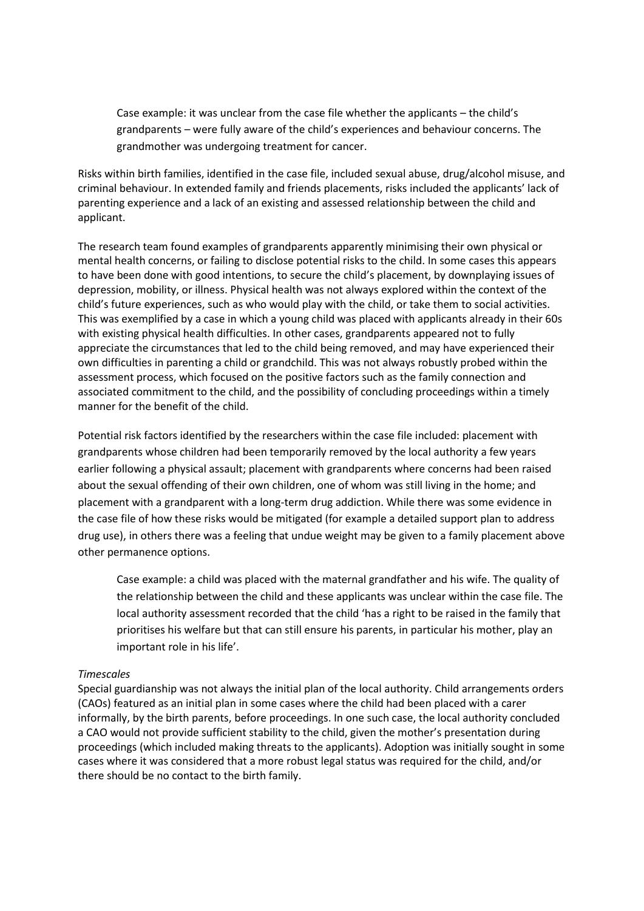> Case example: it was unclear from the case file whether the applicants – the child's grandparents – were fully aware of the child's experiences and behaviour concerns. The grandmother was undergoing treatment for cancer.

Risks within birth families, identified in the case file, included sexual abuse, drug/alcohol misuse, and criminal behaviour. In extended family and friends placements, risks included the applicants' lack of parenting experience and a lack of an existing and assessed relationship between the child and applicant.

The research team found examples of grandparents apparently minimising their own physical or mental health concerns, or failing to disclose potential risks to the child. In some cases this appears to have been done with good intentions, to secure the child's placement, by downplaying issues of depression, mobility, or illness. Physical health was not always explored within the context of the child's future experiences, such as who would play with the child, or take them to social activities. This was exemplified by a case in which a young child was placed with applicants already in their 60s with existing physical health difficulties. In other cases, grandparents appeared not to fully appreciate the circumstances that led to the child being removed, and may have experienced their own difficulties in parenting a child or grandchild. This was not always robustly probed within the assessment process, which focused on the positive factors such as the family connection and associated commitment to the child, and the possibility of concluding proceedings within a timely manner for the benefit of the child.

Potential risk factors identified by the researchers within the case file included: placement with grandparents whose children had been temporarily removed by the local authority a few years earlier following a physical assault; placement with grandparents where concerns had been raised about the sexual offending of their own children, one of whom was still living in the home; and placement with a grandparent with a long-term drug addiction. While there was some evidence in the case file of how these risks would be mitigated (for example a detailed support plan to address drug use), in others there was a feeling that undue weight may be given to a family placement above other permanence options.

> Case example: a child was placed with the maternal grandfather and his wife. The quality of the relationship between the child and these applicants was unclear within the case file. The local authority assessment recorded that the child 'has a right to be raised in the family that prioritises his welfare but that can still ensure his parents, in particular his mother, play an important role in his life'.

*Timescales*

Special guardianship was not always the initial plan of the local authority. Child arrangements orders (CAOs) featured as an initial plan in some cases where the child had been placed with a carer informally, by the birth parents, before proceedings. In one such case, the local authority concluded a CAO would not provide sufficient stability to the child, given the mother's presentation during proceedings (which included making threats to the applicants). Adoption was initially sought in some cases where it was considered that a more robust legal status was required for the child, and/or there should be no contact to the birth family.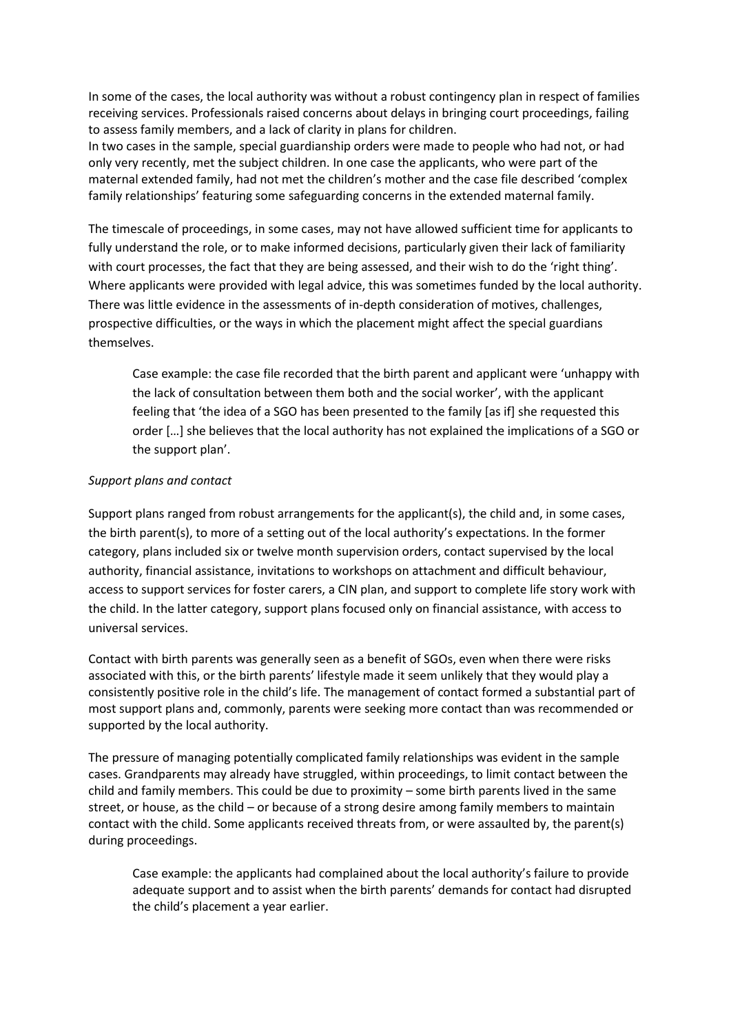In some of the cases, the local authority was without a robust contingency plan in respect of families receiving services. Professionals raised concerns about delays in bringing court proceedings, failing to assess family members, and a lack of clarity in plans for children.

In two cases in the sample, special guardianship orders were made to people who had not, or had only very recently, met the subject children. In one case the applicants, who were part of the maternal extended family, had not met the children's mother and the case file described 'complex family relationships' featuring some safeguarding concerns in the extended maternal family.

The timescale of proceedings, in some cases, may not have allowed sufficient time for applicants to fully understand the role, or to make informed decisions, particularly given their lack of familiarity with court processes, the fact that they are being assessed, and their wish to do the 'right thing'. Where applicants were provided with legal advice, this was sometimes funded by the local authority. There was little evidence in the assessments of in-depth consideration of motives, challenges, prospective difficulties, or the ways in which the placement might affect the special guardians themselves.

> Case example: the case file recorded that the birth parent and applicant were 'unhappy with the lack of consultation between them both and the social worker', with the applicant feeling that 'the idea of a SGO has been presented to the family [as if] she requested this order […] she believes that the local authority has not explained the implications of a SGO or the support plan'.

*Support plans and contact*

Support plans ranged from robust arrangements for the applicant(s), the child and, in some cases, the birth parent(s), to more of a setting out of the local authority's expectations. In the former category, plans included six or twelve month supervision orders, contact supervised by the local authority, financial assistance, invitations to workshops on attachment and difficult behaviour, access to support services for foster carers, a CIN plan, and support to complete life story work with the child. In the latter category, support plans focused only on financial assistance, with access to universal services.

Contact with birth parents was generally seen as a benefit of SGOs, even when there were risks associated with this, or the birth parents' lifestyle made it seem unlikely that they would play a consistently positive role in the child's life. The management of contact formed a substantial part of most support plans and, commonly, parents were seeking more contact than was recommended or supported by the local authority.

The pressure of managing potentially complicated family relationships was evident in the sample cases. Grandparents may already have struggled, within proceedings, to limit contact between the child and family members. This could be due to proximity – some birth parents lived in the same street, or house, as the child – or because of a strong desire among family members to maintain contact with the child. Some applicants received threats from, or were assaulted by, the parent(s) during proceedings.

> Case example: the applicants had complained about the local authority's failure to provide adequate support and to assist when the birth parents' demands for contact had disrupted the child's placement a year earlier.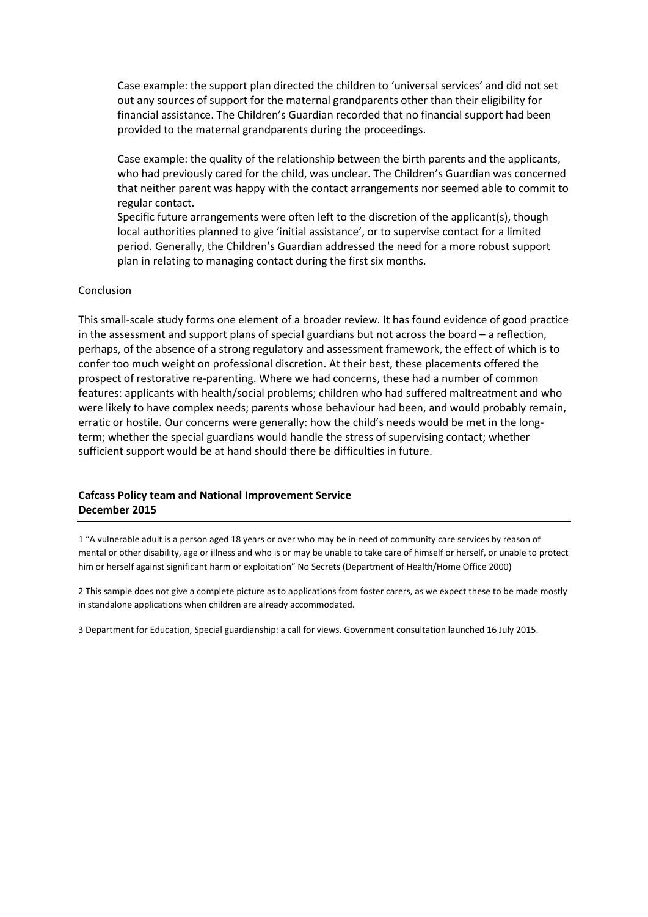Case example: the support plan directed the children to 'universal services' and did not set out any sources of support for the maternal grandparents other than their eligibility for financial assistance. The Children's Guardian recorded that no financial support had been provided to the maternal grandparents during the proceedings.

Case example: the quality of the relationship between the birth parents and the applicants, who had previously cared for the child, was unclear. The Children's Guardian was concerned that neither parent was happy with the contact arrangements nor seemed able to commit to regular contact.

Specific future arrangements were often left to the discretion of the applicant(s), though local authorities planned to give 'initial assistance', or to supervise contact for a limited period. Generally, the Children's Guardian addressed the need for a more robust support plan in relating to managing contact during the first six months.

## Conclusion

This small-scale study forms one element of a broader review. It has found evidence of good practice in the assessment and support plans of special guardians but not across the board – a reflection, perhaps, of the absence of a strong regulatory and assessment framework, the effect of which is to confer too much weight on professional discretion. At their best, these placements offered the prospect of restorative re-parenting. Where we had concerns, these had a number of common features: applicants with health/social problems; children who had suffered maltreatment and who were likely to have complex needs; parents whose behaviour had been, and would probably remain, erratic or hostile. Our concerns were generally: how the child's needs would be met in the long-term; whether the special guardians would handle the stress of supervising contact; whether sufficient support would be at hand should there be difficulties in future.

**Cafcass Policy team and National Improvement Service**
**December 2015**

---

1 "A vulnerable adult is a person aged 18 years or over who may be in need of community care services by reason of mental or other disability, age or illness and who is or may be unable to take care of himself or herself, or unable to protect him or herself against significant harm or exploitation" No Secrets (Department of Health/Home Office 2000)

2 This sample does not give a complete picture as to applications from foster carers, as we expect these to be made mostly in standalone applications when children are already accommodated.

3 Department for Education, Special guardianship: a call for views. Government consultation launched 16 July 2015.